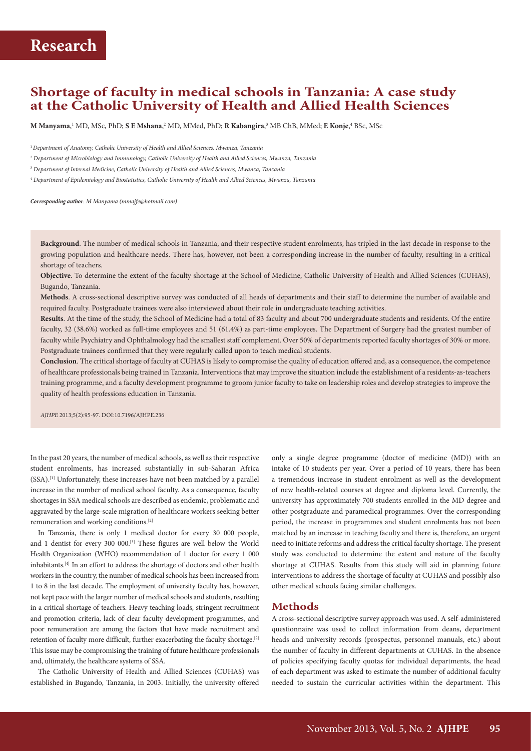# Research

## Shortage of faculty in medical schools in Tanzania: A case study at the Catholic University of Health and Allied Health Sciences

**M Manyama**,[1] MD, MSc, PhD; **S E Mshana**,[2] MD, MMed, PhD; **R Kabangira**,[3] MB ChB, MMed; **E Konje**,[4] BSc, MSc

[1] *Department of Anatomy, Catholic University of Health and Allied Sciences, Mwanza, Tanzania*

[2] *Department of Microbiology and Immunology, Catholic University of Health and Allied Sciences, Mwanza, Tanzania*

[3] *Department of Internal Medicine, Catholic University of Health and Allied Sciences, Mwanza, Tanzania*

[4] *Department of Epidemiology and Biostatistics, Catholic University of Health and Allied Sciences, Mwanza, Tanzania*

***Corresponding author**: M Manyama (mmajfe@hotmail.com)*

**Background**. The number of medical schools in Tanzania, and their respective student enrolments, has tripled in the last decade in response to the growing population and healthcare needs. There has, however, not been a corresponding increase in the number of faculty, resulting in a critical shortage of teachers.

**Objective**. To determine the extent of the faculty shortage at the School of Medicine, Catholic University of Health and Allied Sciences (CUHAS), Bugando, Tanzania.

**Methods**. A cross-sectional descriptive survey was conducted of all heads of departments and their staff to determine the number of available and required faculty. Postgraduate trainees were also interviewed about their role in undergraduate teaching activities.

**Results**. At the time of the study, the School of Medicine had a total of 83 faculty and about 700 undergraduate students and residents. Of the entire faculty, 32 (38.6%) worked as full-time employees and 51 (61.4%) as part-time employees. The Department of Surgery had the greatest number of faculty while Psychiatry and Ophthalmology had the smallest staff complement. Over 50% of departments reported faculty shortages of 30% or more. Postgraduate trainees confirmed that they were regularly called upon to teach medical students.

**Conclusion**. The critical shortage of faculty at CUHAS is likely to compromise the quality of education offered and, as a consequence, the competence of healthcare professionals being trained in Tanzania. Interventions that may improve the situation include the establishment of a residents-as-teachers training programme, and a faculty development programme to groom junior faculty to take on leadership roles and develop strategies to improve the quality of health professions education in Tanzania.

*AJHPE* 2013;5(2):95-97. DOI:10.7196/AJHPE.236

In the past 20 years, the number of medical schools, as well as their respective student enrolments, has increased substantially in sub-Saharan Africa (SSA).[1] Unfortunately, these increases have not been matched by a parallel increase in the number of medical school faculty. As a consequence, faculty shortages in SSA medical schools are described as endemic, problematic and aggravated by the large-scale migration of healthcare workers seeking better remuneration and working conditions.[2]

In Tanzania, there is only 1 medical doctor for every 30 000 people, and 1 dentist for every 300 000.[3] These figures are well below the World Health Organization (WHO) recommendation of 1 doctor for every 1 000 inhabitants.[4] In an effort to address the shortage of doctors and other health workers in the country, the number of medical schools has been increased from 1 to 8 in the last decade. The employment of university faculty has, however, not kept pace with the larger number of medical schools and students, resulting in a critical shortage of teachers. Heavy teaching loads, stringent recruitment and promotion criteria, lack of clear faculty development programmes, and poor remuneration are among the factors that have made recruitment and retention of faculty more difficult, further exacerbating the faculty shortage.[2] This issue may be compromising the training of future healthcare professionals and, ultimately, the healthcare systems of SSA.

The Catholic University of Health and Allied Sciences (CUHAS) was established in Bugando, Tanzania, in 2003. Initially, the university offered only a single degree programme (doctor of medicine (MD)) with an intake of 10 students per year. Over a period of 10 years, there has been a tremendous increase in student enrolment as well as the development of new health-related courses at degree and diploma level. Currently, the university has approximately 700 students enrolled in the MD degree and other postgraduate and paramedical programmes. Over the corresponding period, the increase in programmes and student enrolments has not been matched by an increase in teaching faculty and there is, therefore, an urgent need to initiate reforms and address the critical faculty shortage. The present study was conducted to determine the extent and nature of the faculty shortage at CUHAS. Results from this study will aid in planning future interventions to address the shortage of faculty at CUHAS and possibly also other medical schools facing similar challenges.

## Methods

A cross-sectional descriptive survey approach was used. A self-administered questionnaire was used to collect information from deans, department heads and university records (prospectus, personnel manuals, etc.) about the number of faculty in different departments at CUHAS. In the absence of policies specifying faculty quotas for individual departments, the head of each department was asked to estimate the number of additional faculty needed to sustain the curricular activities within the department. This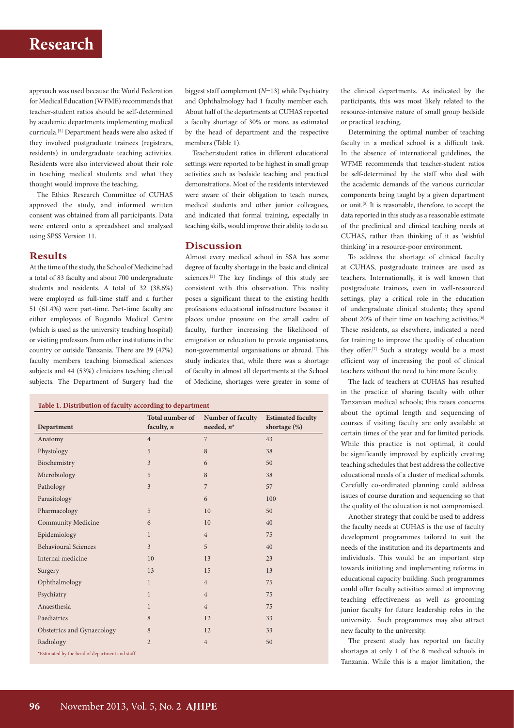approach was used because the World Federation for Medical Education (WFME) recommends that teacher-student ratios should be self-determined by academic departments implementing medical curricula.[5] Department heads were also asked if they involved postgraduate trainees (registrars, residents) in undergraduate teaching activities. Residents were also interviewed about their role in teaching medical students and what they thought would improve the teaching.

The Ethics Research Committee of CUHAS approved the study, and informed written consent was obtained from all participants. Data were entered onto a spreadsheet and analysed using SPSS Version 11.

## Results

At the time of the study, the School of Medicine had a total of 83 faculty and about 700 undergraduate students and residents. A total of 32 (38.6%) were employed as full-time staff and a further 51 (61.4%) were part-time. Part-time faculty are either employees of Bugando Medical Centre (which is used as the university teaching hospital) or visiting professors from other institutions in the country or outside Tanzania. There are 39 (47%) faculty members teaching biomedical sciences subjects and 44 (53%) clinicians teaching clinical subjects. The Department of Surgery had the biggest staff complement ($N$=13) while Psychiatry and Ophthalmology had 1 faculty member each. About half of the departments at CUHAS reported a faculty shortage of 30% or more, as estimated by the head of department and the respective members (Table 1).

Teacher:student ratios in different educational settings were reported to be highest in small group activities such as bedside teaching and practical demonstrations. Most of the residents interviewed were aware of their obligation to teach nurses, medical students and other junior colleagues, and indicated that formal training, especially in teaching skills, would improve their ability to do so.

## Discussion

Almost every medical school in SSA has some degree of faculty shortage in the basic and clinical sciences.[2] The key findings of this study are consistent with this observation. This reality poses a significant threat to the existing health professions educational infrastructure because it places undue pressure on the small cadre of faculty, further increasing the likelihood of emigration or relocation to private organisations, non-governmental organisations or abroad. This study indicates that, while there was a shortage of faculty in almost all departments at the School of Medicine, shortages were greater in some of the clinical departments. As indicated by the participants, this was most likely related to the resource-intensive nature of small group bedside or practical teaching.

**Table 1. Distribution of faculty according to department**

| Department | Total number of faculty, $n$ | Number of faculty needed, $n$* | Estimated faculty shortage (%) |
|---|---|---|---|
| Anatomy | 4 | 7 | 43 |
| Physiology | 5 | 8 | 38 |
| Biochemistry | 3 | 6 | 50 |
| Microbiology | 5 | 8 | 38 |
| Pathology | 3 | 7 | 57 |
| Parasitology | | 6 | 100 |
| Pharmacology | 5 | 10 | 50 |
| Community Medicine | 6 | 10 | 40 |
| Epidemiology | 1 | 4 | 75 |
| Behavioural Sciences | 3 | 5 | 40 |
| Internal medicine | 10 | 13 | 23 |
| Surgery | 13 | 15 | 13 |
| Ophthalmology | 1 | 4 | 75 |
| Psychiatry | 1 | 4 | 75 |
| Anaesthesia | 1 | 4 | 75 |
| Paediatrics | 8 | 12 | 33 |
| Obstetrics and Gynaecology | 8 | 12 | 33 |
| Radiology | 2 | 4 | 50 |

*Estimated by the head of department and staff.

Determining the optimal number of teaching faculty in a medical school is a difficult task. In the absence of international guidelines, the WFME recommends that teacher-student ratios be self-determined by the staff who deal with the academic demands of the various curricular components being taught by a given department or unit.[5] It is reasonable, therefore, to accept the data reported in this study as a reasonable estimate of the preclinical and clinical teaching needs at CUHAS, rather than thinking of it as 'wishful thinking' in a resource-poor environment.

To address the shortage of clinical faculty at CUHAS, postgraduate trainees are used as teachers. Internationally, it is well known that postgraduate trainees, even in well-resourced settings, play a critical role in the education of undergraduate clinical students; they spend about 20% of their time on teaching activities.[6] These residents, as elsewhere, indicated a need for training to improve the quality of education they offer.[7] Such a strategy would be a most efficient way of increasing the pool of clinical teachers without the need to hire more faculty.

The lack of teachers at CUHAS has resulted in the practice of sharing faculty with other Tanzanian medical schools; this raises concerns about the optimal length and sequencing of courses if visiting faculty are only available at certain times of the year and for limited periods. While this practice is not optimal, it could be significantly improved by explicitly creating teaching schedules that best address the collective educational needs of a cluster of medical schools. Carefully co-ordinated planning could address issues of course duration and sequencing so that the quality of the education is not compromised.

Another strategy that could be used to address the faculty needs at CUHAS is the use of faculty development programmes tailored to suit the needs of the institution and its departments and individuals. This would be an important step towards initiating and implementing reforms in educational capacity building. Such programmes could offer faculty activities aimed at improving teaching effectiveness as well as grooming junior faculty for future leadership roles in the university. Such programmes may also attract new faculty to the university.

The present study has reported on faculty shortages at only 1 of the 8 medical schools in Tanzania. While this is a major limitation, the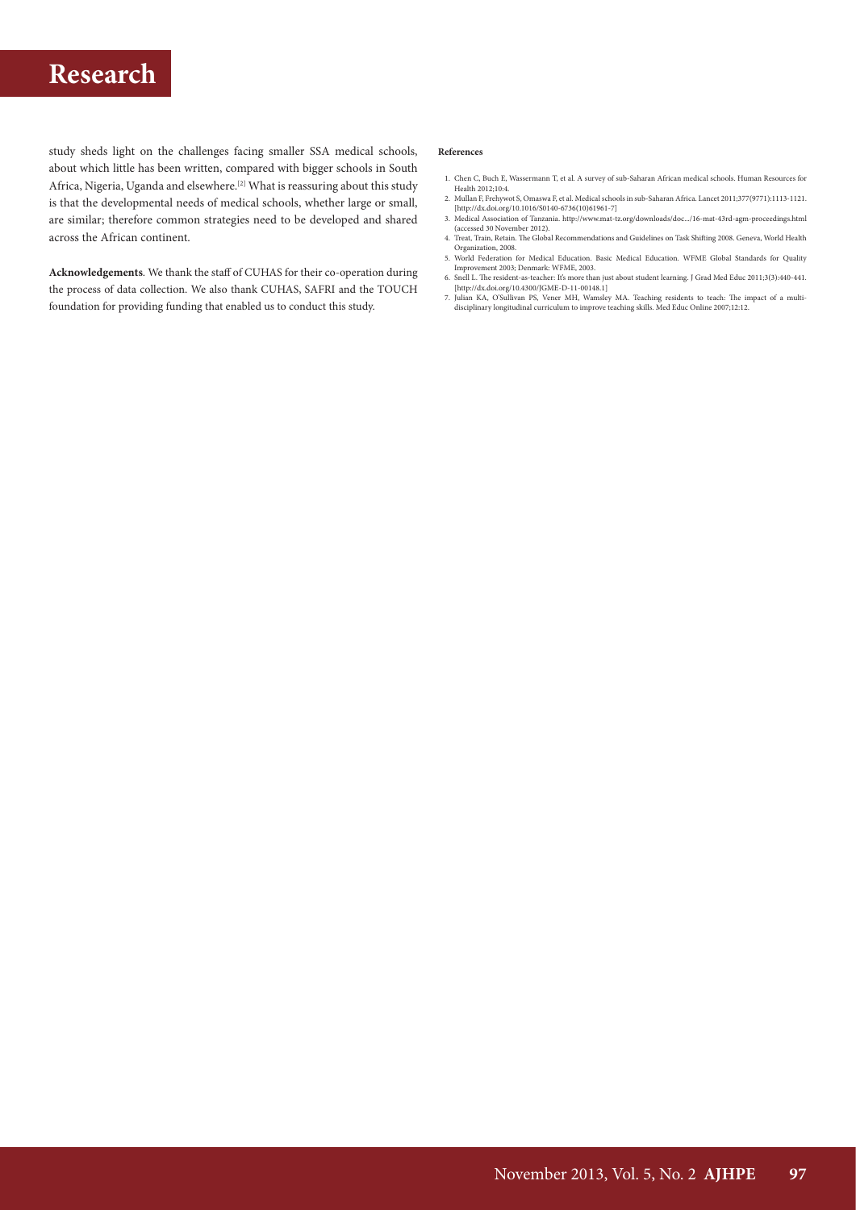study sheds light on the challenges facing smaller SSA medical schools, about which little has been written, compared with bigger schools in South Africa, Nigeria, Uganda and elsewhere.[2] What is reassuring about this study is that the developmental needs of medical schools, whether large or small, are similar; therefore common strategies need to be developed and shared across the African continent.

**Acknowledgements**. We thank the staff of CUHAS for their co-operation during the process of data collection. We also thank CUHAS, SAFRI and the TOUCH foundation for providing funding that enabled us to conduct this study.

**References**

1. Chen C, Buch E, Wassermann T, et al. A survey of sub-Saharan African medical schools. Human Resources for Health 2012;10:4.
2. Mullan F, Frehywot S, Omaswa F, et al. Medical schools in sub-Saharan Africa. Lancet 2011;377(9771):1113-1121. [http://dx.doi.org/10.1016/S0140-6736(10)61961-7]
3. Medical Association of Tanzania. http://www.mat-tz.org/downloads/doc.../16-mat-43rd-agm-proceedings.html (accessed 30 November 2012).
4. Treat, Train, Retain. The Global Recommendations and Guidelines on Task Shifting 2008. Geneva, World Health Organization, 2008.
5. World Federation for Medical Education. Basic Medical Education. WFME Global Standards for Quality Improvement 2003; Denmark: WFME, 2003.
6. Snell L. The resident-as-teacher: It's more than just about student learning. J Grad Med Educ 2011;3(3):440-441. [http://dx.doi.org/10.4300/JGME-D-11-00148.1]
7. Julian KA, O'Sullivan PS, Vener MH, Wamsley MA. Teaching residents to teach: The impact of a multi-disciplinary longitudinal curriculum to improve teaching skills. Med Educ Online 2007;12:12.